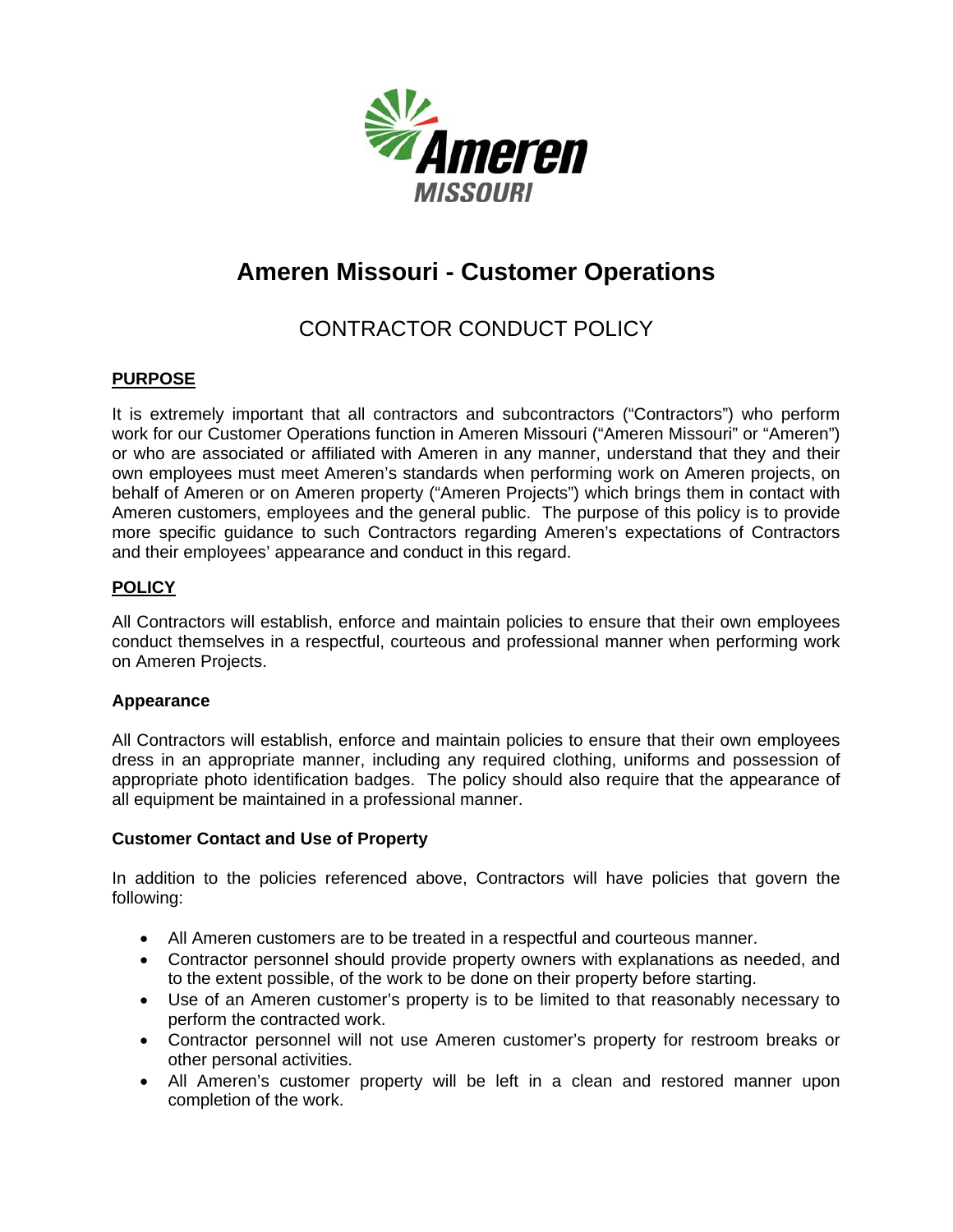# Ameren Missouri - Customer Operations

## CONTRACTOR CONDUCT POLICY

**PURPOSE**

It is extremely important that all contractors and subcontractors ("Contractors") who perform work for our Customer Operations function in Ameren Missouri ("Ameren Missouri" or "Ameren") or who are associated or affiliated with Ameren in any manner, understand that they and their own employees must meet Ameren's standards when performing work on Ameren projects, on behalf of Ameren or on Ameren property ("Ameren Projects") which brings them in contact with Ameren customers, employees and the general public. The purpose of this policy is to provide more specific guidance to such Contractors regarding Ameren's expectations of Contractors and their employees' appearance and conduct in this regard.

**POLICY**

All Contractors will establish, enforce and maintain policies to ensure that their own employees conduct themselves in a respectful, courteous and professional manner when performing work on Ameren Projects.

### Appearance

All Contractors will establish, enforce and maintain policies to ensure that their own employees dress in an appropriate manner, including any required clothing, uniforms and possession of appropriate photo identification badges. The policy should also require that the appearance of all equipment be maintained in a professional manner.

### Customer Contact and Use of Property

In addition to the policies referenced above, Contractors will have policies that govern the following:

- All Ameren customers are to be treated in a respectful and courteous manner.
- Contractor personnel should provide property owners with explanations as needed, and to the extent possible, of the work to be done on their property before starting.
- Use of an Ameren customer's property is to be limited to that reasonably necessary to perform the contracted work.
- Contractor personnel will not use Ameren customer's property for restroom breaks or other personal activities.
- All Ameren's customer property will be left in a clean and restored manner upon completion of the work.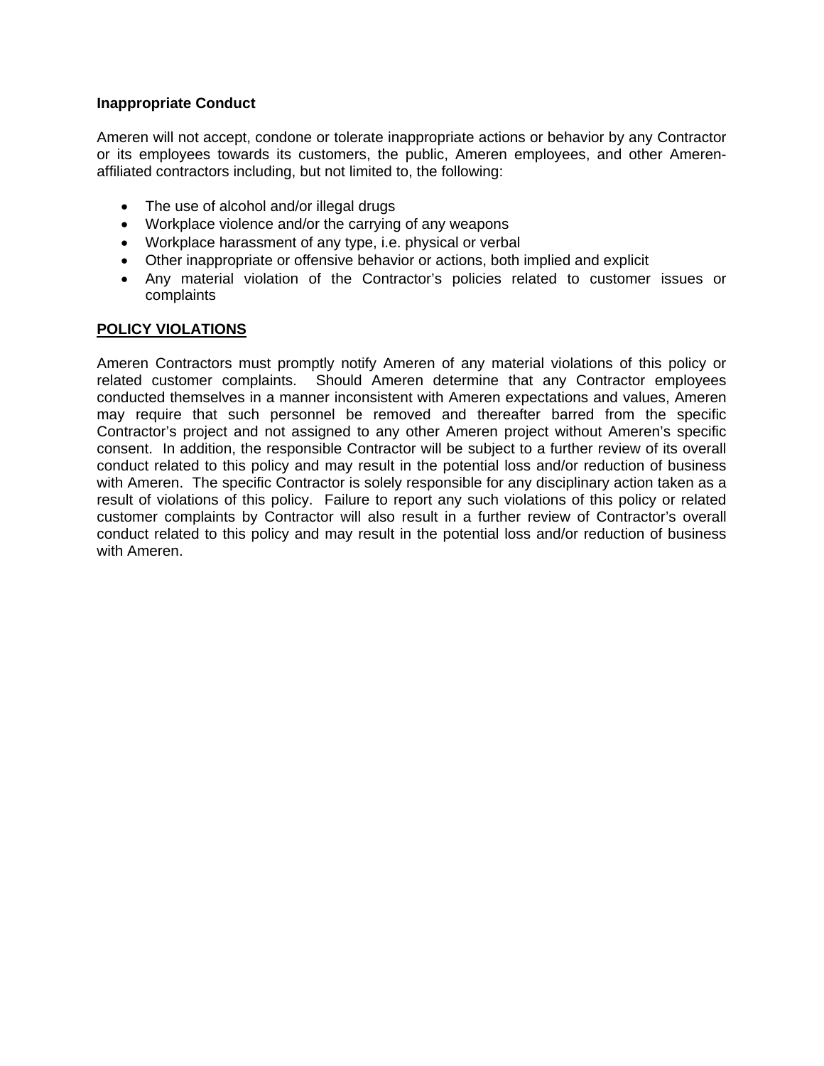**Inappropriate Conduct**

Ameren will not accept, condone or tolerate inappropriate actions or behavior by any Contractor or its employees towards its customers, the public, Ameren employees, and other Ameren-affiliated contractors including, but not limited to, the following:

- The use of alcohol and/or illegal drugs
- Workplace violence and/or the carrying of any weapons
- Workplace harassment of any type, i.e. physical or verbal
- Other inappropriate or offensive behavior or actions, both implied and explicit
- Any material violation of the Contractor's policies related to customer issues or complaints

**POLICY VIOLATIONS**

Ameren Contractors must promptly notify Ameren of any material violations of this policy or related customer complaints. Should Ameren determine that any Contractor employees conducted themselves in a manner inconsistent with Ameren expectations and values, Ameren may require that such personnel be removed and thereafter barred from the specific Contractor's project and not assigned to any other Ameren project without Ameren's specific consent. In addition, the responsible Contractor will be subject to a further review of its overall conduct related to this policy and may result in the potential loss and/or reduction of business with Ameren. The specific Contractor is solely responsible for any disciplinary action taken as a result of violations of this policy. Failure to report any such violations of this policy or related customer complaints by Contractor will also result in a further review of Contractor's overall conduct related to this policy and may result in the potential loss and/or reduction of business with Ameren.